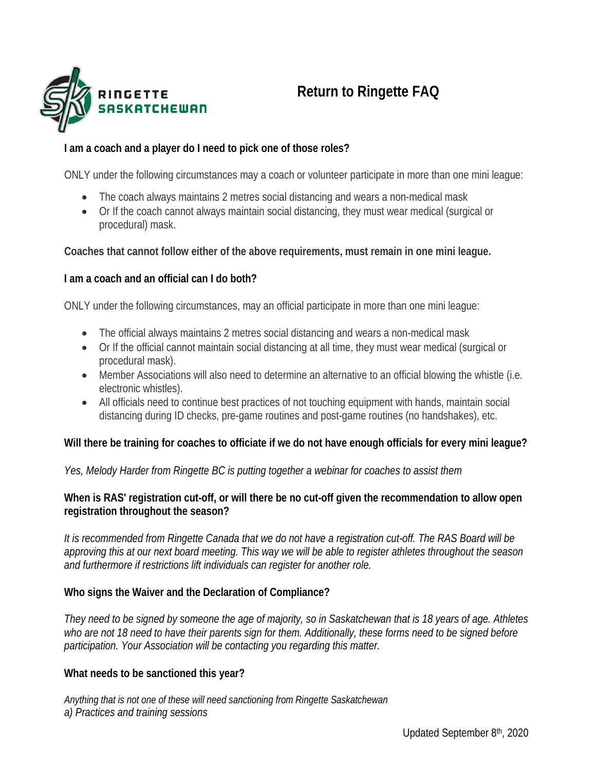# Return to Ringette FAQ

### I am a coach and a player do I need to pick one of those roles?

ONLY under the following circumstances may a coach or volunteer participate in more than one mini league:

- The coach always maintains 2 metres social distancing and wears a non-medical mask
- Or If the coach cannot always maintain social distancing, they must wear medical (surgical or procedural) mask.

**Coaches that cannot follow either of the above requirements, must remain in one mini league.**

### I am a coach and an official can I do both?

ONLY under the following circumstances, may an official participate in more than one mini league:

- The official always maintains 2 metres social distancing and wears a non-medical mask
- Or If the official cannot maintain social distancing at all time, they must wear medical (surgical or procedural mask).
- Member Associations will also need to determine an alternative to an official blowing the whistle (i.e. electronic whistles).
- All officials need to continue best practices of not touching equipment with hands, maintain social distancing during ID checks, pre-game routines and post-game routines (no handshakes), etc.

### Will there be training for coaches to officiate if we do not have enough officials for every mini league?

*Yes, Melody Harder from Ringette BC is putting together a webinar for coaches to assist them*

### When is RAS' registration cut-off, or will there be no cut-off given the recommendation to allow open registration throughout the season?

*It is recommended from Ringette Canada that we do not have a registration cut-off. The RAS Board will be approving this at our next board meeting. This way we will be able to register athletes throughout the season and furthermore if restrictions lift individuals can register for another role.*

### Who signs the Waiver and the Declaration of Compliance?

*They need to be signed by someone the age of majority, so in Saskatchewan that is 18 years of age. Athletes who are not 18 need to have their parents sign for them. Additionally, these forms need to be signed before participation. Your Association will be contacting you regarding this matter.*

### What needs to be sanctioned this year?

*Anything that is not one of these will need sanctioning from Ringette Saskatchewan*
*a) Practices and training sessions*

Updated September 8th, 2020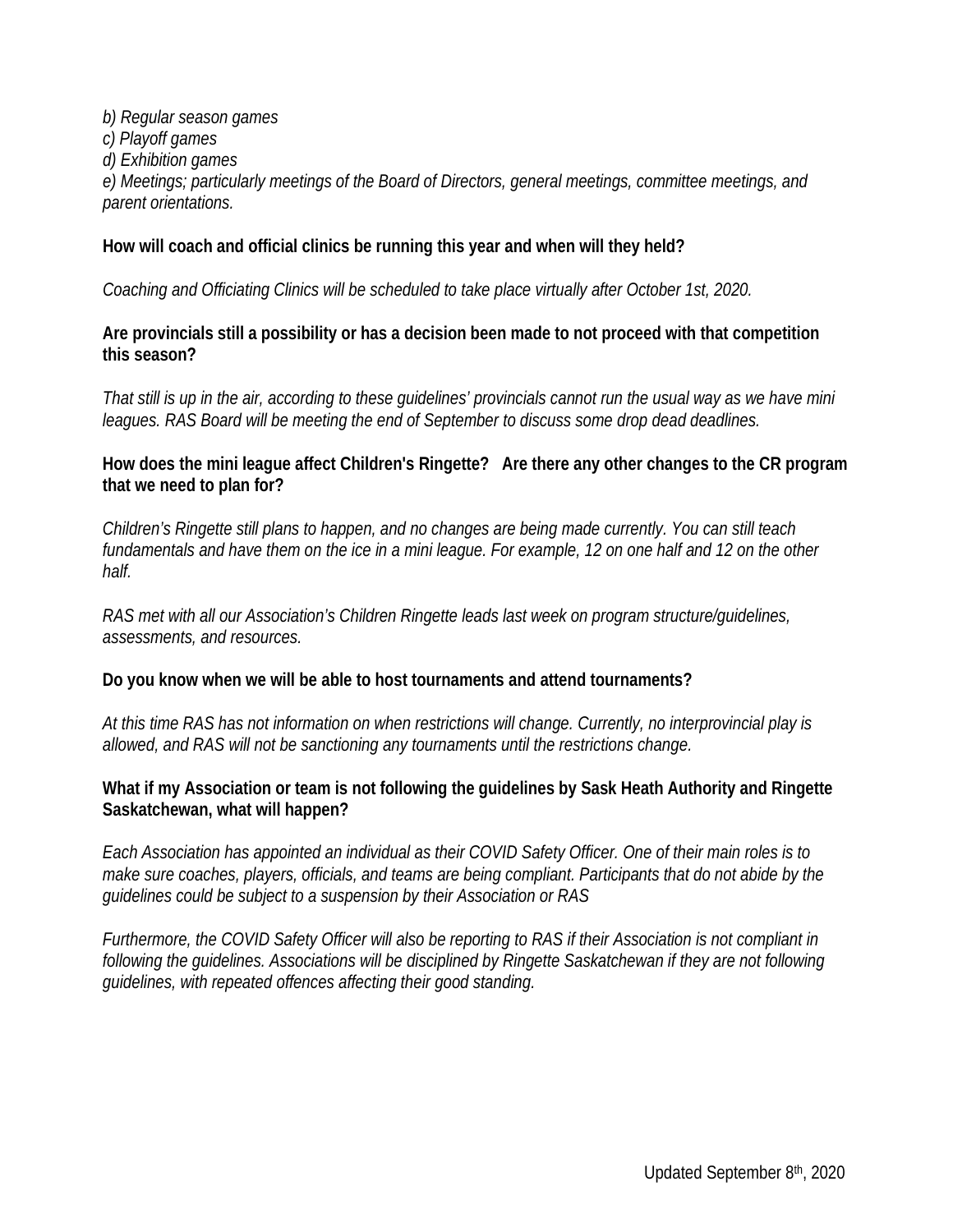*b) Regular season games*
*c) Playoff games*
*d) Exhibition games*
*e) Meetings; particularly meetings of the Board of Directors, general meetings, committee meetings, and parent orientations.*

**How will coach and official clinics be running this year and when will they held?**

*Coaching and Officiating Clinics will be scheduled to take place virtually after October 1st, 2020.*

**Are provincials still a possibility or has a decision been made to not proceed with that competition this season?**

*That still is up in the air, according to these guidelines' provincials cannot run the usual way as we have mini leagues. RAS Board will be meeting the end of September to discuss some drop dead deadlines.*

**How does the mini league affect Children's Ringette? Are there any other changes to the CR program that we need to plan for?**

*Children's Ringette still plans to happen, and no changes are being made currently. You can still teach fundamentals and have them on the ice in a mini league. For example, 12 on one half and 12 on the other half.*

*RAS met with all our Association's Children Ringette leads last week on program structure/guidelines, assessments, and resources.*

**Do you know when we will be able to host tournaments and attend tournaments?**

*At this time RAS has not information on when restrictions will change. Currently, no interprovincial play is allowed, and RAS will not be sanctioning any tournaments until the restrictions change.*

**What if my Association or team is not following the guidelines by Sask Heath Authority and Ringette Saskatchewan, what will happen?**

*Each Association has appointed an individual as their COVID Safety Officer. One of their main roles is to make sure coaches, players, officials, and teams are being compliant. Participants that do not abide by the guidelines could be subject to a suspension by their Association or RAS*

*Furthermore, the COVID Safety Officer will also be reporting to RAS if their Association is not compliant in following the guidelines. Associations will be disciplined by Ringette Saskatchewan if they are not following guidelines, with repeated offences affecting their good standing.*

Updated September 8th, 2020